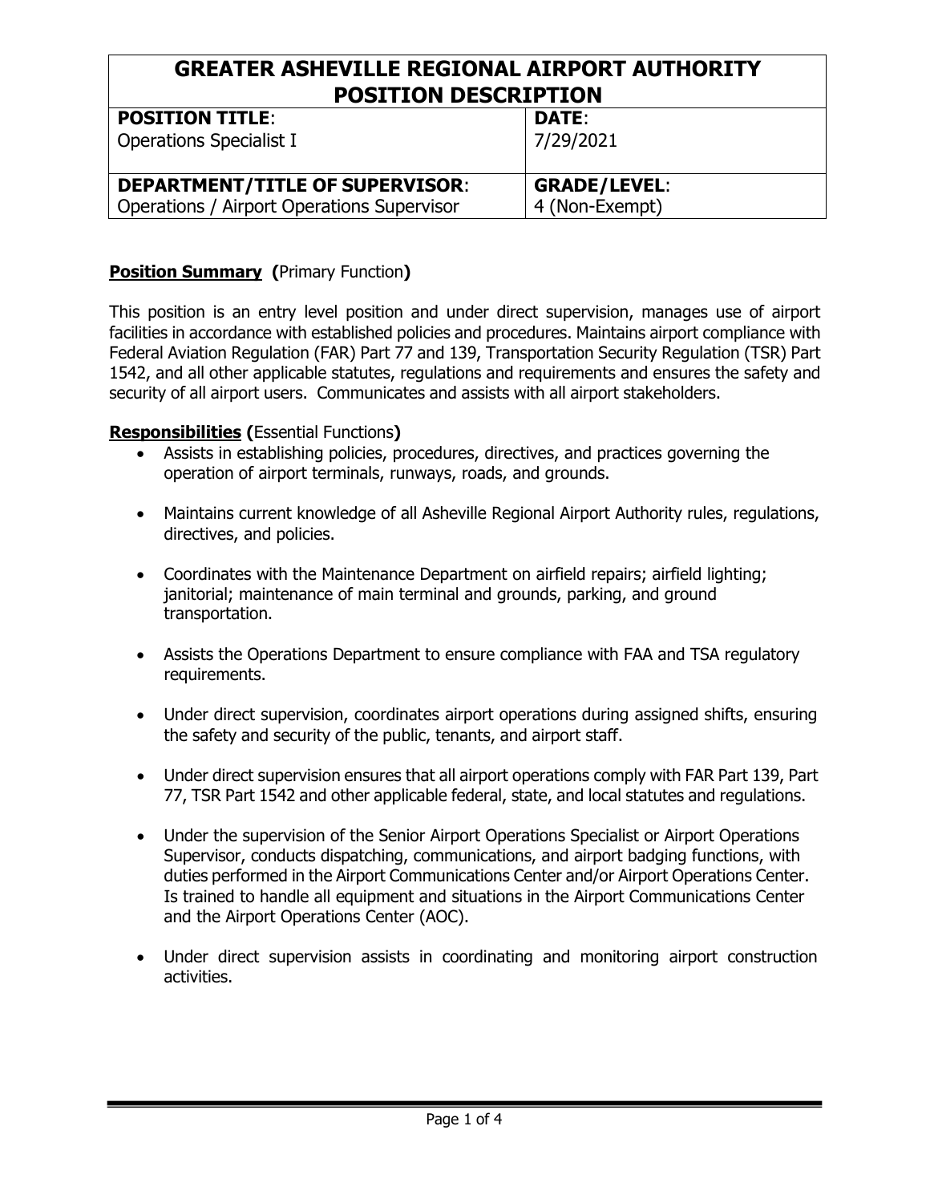# GREATER ASHEVILLE REGIONAL AIRPORT AUTHORITY POSITION DESCRIPTION

| **POSITION TITLE**:<br>Operations Specialist I | **DATE**:<br>7/29/2021 |
|---|---|
| **DEPARTMENT/TITLE OF SUPERVISOR**:<br>Operations / Airport Operations Supervisor | **GRADE/LEVEL**:<br>4 (Non-Exempt) |

**Position Summary (**Primary Function**)**

This position is an entry level position and under direct supervision, manages use of airport facilities in accordance with established policies and procedures. Maintains airport compliance with Federal Aviation Regulation (FAR) Part 77 and 139, Transportation Security Regulation (TSR) Part 1542, and all other applicable statutes, regulations and requirements and ensures the safety and security of all airport users. Communicates and assists with all airport stakeholders.

**Responsibilities (**Essential Functions**)**

- Assists in establishing policies, procedures, directives, and practices governing the operation of airport terminals, runways, roads, and grounds.
- Maintains current knowledge of all Asheville Regional Airport Authority rules, regulations, directives, and policies.
- Coordinates with the Maintenance Department on airfield repairs; airfield lighting; janitorial; maintenance of main terminal and grounds, parking, and ground transportation.
- Assists the Operations Department to ensure compliance with FAA and TSA regulatory requirements.
- Under direct supervision, coordinates airport operations during assigned shifts, ensuring the safety and security of the public, tenants, and airport staff.
- Under direct supervision ensures that all airport operations comply with FAR Part 139, Part 77, TSR Part 1542 and other applicable federal, state, and local statutes and regulations.
- Under the supervision of the Senior Airport Operations Specialist or Airport Operations Supervisor, conducts dispatching, communications, and airport badging functions, with duties performed in the Airport Communications Center and/or Airport Operations Center. Is trained to handle all equipment and situations in the Airport Communications Center and the Airport Operations Center (AOC).
- Under direct supervision assists in coordinating and monitoring airport construction activities.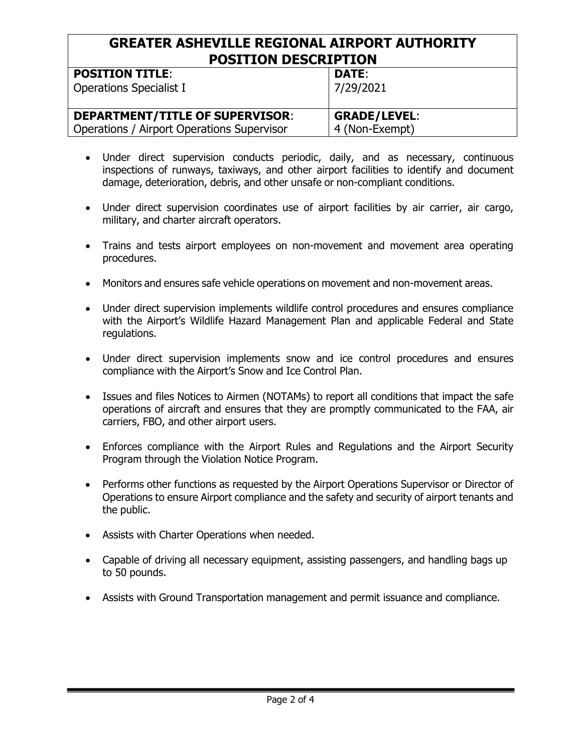| GREATER ASHEVILLE REGIONAL AIRPORT AUTHORITY POSITION DESCRIPTION | |
|---|---|
| **POSITION TITLE**: Operations Specialist I | **DATE**: 7/29/2021 |
| **DEPARTMENT/TITLE OF SUPERVISOR**: Operations / Airport Operations Supervisor | **GRADE/LEVEL**: 4 (Non-Exempt) |

- Under direct supervision conducts periodic, daily, and as necessary, continuous inspections of runways, taxiways, and other airport facilities to identify and document damage, deterioration, debris, and other unsafe or non-compliant conditions.

- Under direct supervision coordinates use of airport facilities by air carrier, air cargo, military, and charter aircraft operators.

- Trains and tests airport employees on non-movement and movement area operating procedures.

- Monitors and ensures safe vehicle operations on movement and non-movement areas.

- Under direct supervision implements wildlife control procedures and ensures compliance with the Airport's Wildlife Hazard Management Plan and applicable Federal and State regulations.

- Under direct supervision implements snow and ice control procedures and ensures compliance with the Airport's Snow and Ice Control Plan.

- Issues and files Notices to Airmen (NOTAMs) to report all conditions that impact the safe operations of aircraft and ensures that they are promptly communicated to the FAA, air carriers, FBO, and other airport users.

- Enforces compliance with the Airport Rules and Regulations and the Airport Security Program through the Violation Notice Program.

- Performs other functions as requested by the Airport Operations Supervisor or Director of Operations to ensure Airport compliance and the safety and security of airport tenants and the public.

- Assists with Charter Operations when needed.

- Capable of driving all necessary equipment, assisting passengers, and handling bags up to 50 pounds.

- Assists with Ground Transportation management and permit issuance and compliance.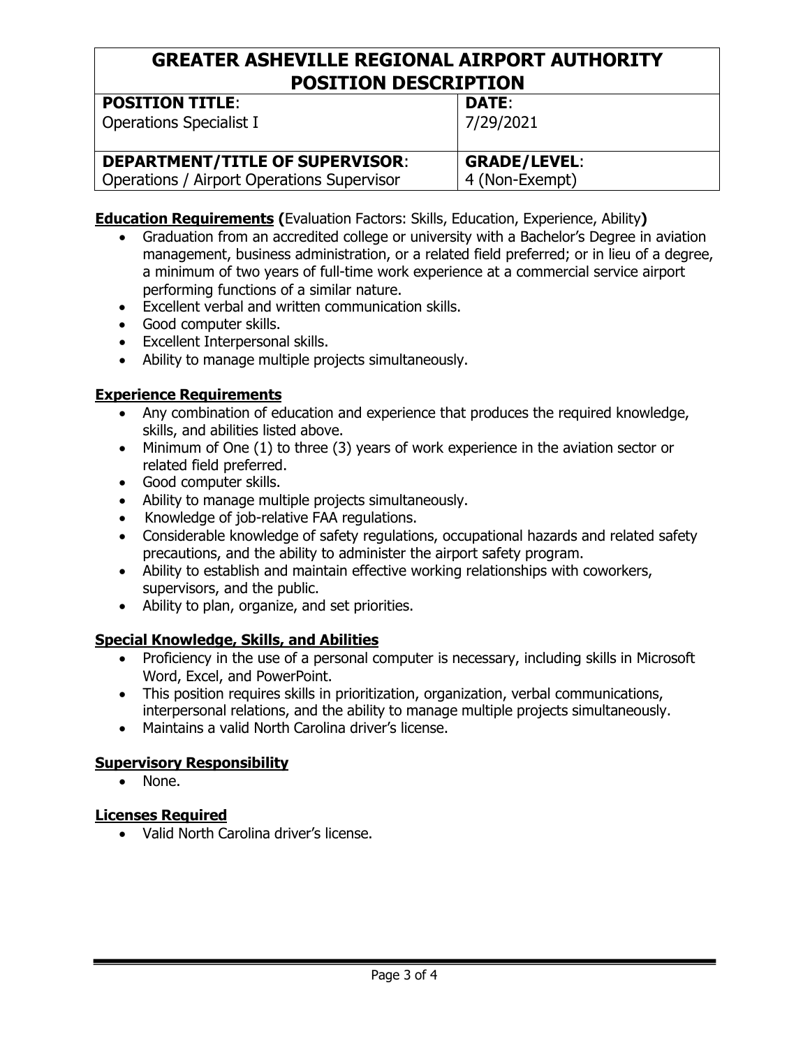# GREATER ASHEVILLE REGIONAL AIRPORT AUTHORITY POSITION DESCRIPTION

| **POSITION TITLE**: Operations Specialist I | **DATE**: 7/29/2021 |
|---|---|
| **DEPARTMENT/TITLE OF SUPERVISOR**: Operations / Airport Operations Supervisor | **GRADE/LEVEL**: 4 (Non-Exempt) |

**Education Requirements (**Evaluation Factors: Skills, Education, Experience, Ability**)**

- Graduation from an accredited college or university with a Bachelor's Degree in aviation management, business administration, or a related field preferred; or in lieu of a degree, a minimum of two years of full-time work experience at a commercial service airport performing functions of a similar nature.
- Excellent verbal and written communication skills.
- Good computer skills.
- Excellent Interpersonal skills.
- Ability to manage multiple projects simultaneously.

**Experience Requirements**

- Any combination of education and experience that produces the required knowledge, skills, and abilities listed above.
- Minimum of One (1) to three (3) years of work experience in the aviation sector or related field preferred.
- Good computer skills.
- Ability to manage multiple projects simultaneously.
- Knowledge of job-relative FAA regulations.
- Considerable knowledge of safety regulations, occupational hazards and related safety precautions, and the ability to administer the airport safety program.
- Ability to establish and maintain effective working relationships with coworkers, supervisors, and the public.
- Ability to plan, organize, and set priorities.

**Special Knowledge, Skills, and Abilities**

- Proficiency in the use of a personal computer is necessary, including skills in Microsoft Word, Excel, and PowerPoint.
- This position requires skills in prioritization, organization, verbal communications, interpersonal relations, and the ability to manage multiple projects simultaneously.
- Maintains a valid North Carolina driver's license.

**Supervisory Responsibility**

- None.

**Licenses Required**

- Valid North Carolina driver's license.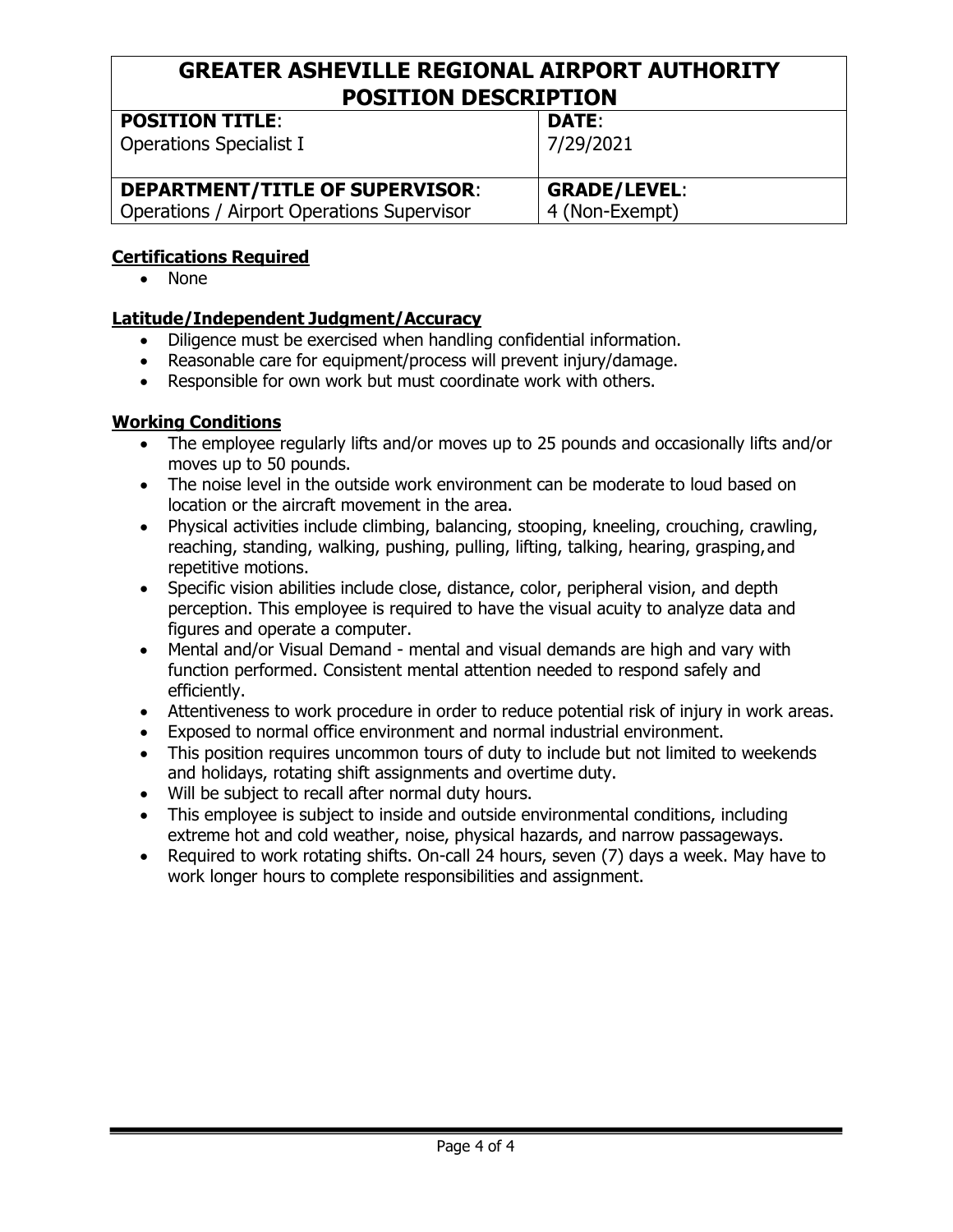# GREATER ASHEVILLE REGIONAL AIRPORT AUTHORITY POSITION DESCRIPTION

| | |
|---|---|
| **POSITION TITLE**:<br>Operations Specialist I | **DATE**:<br>7/29/2021 |
| **DEPARTMENT/TITLE OF SUPERVISOR**:<br>Operations / Airport Operations Supervisor | **GRADE/LEVEL**:<br>4 (Non-Exempt) |

## Certifications Required

- None

## Latitude/Independent Judgment/Accuracy

- Diligence must be exercised when handling confidential information.
- Reasonable care for equipment/process will prevent injury/damage.
- Responsible for own work but must coordinate work with others.

## Working Conditions

- The employee regularly lifts and/or moves up to 25 pounds and occasionally lifts and/or moves up to 50 pounds.
- The noise level in the outside work environment can be moderate to loud based on location or the aircraft movement in the area.
- Physical activities include climbing, balancing, stooping, kneeling, crouching, crawling, reaching, standing, walking, pushing, pulling, lifting, talking, hearing, grasping, and repetitive motions.
- Specific vision abilities include close, distance, color, peripheral vision, and depth perception. This employee is required to have the visual acuity to analyze data and figures and operate a computer.
- Mental and/or Visual Demand - mental and visual demands are high and vary with function performed. Consistent mental attention needed to respond safely and efficiently.
- Attentiveness to work procedure in order to reduce potential risk of injury in work areas.
- Exposed to normal office environment and normal industrial environment.
- This position requires uncommon tours of duty to include but not limited to weekends and holidays, rotating shift assignments and overtime duty.
- Will be subject to recall after normal duty hours.
- This employee is subject to inside and outside environmental conditions, including extreme hot and cold weather, noise, physical hazards, and narrow passageways.
- Required to work rotating shifts. On-call 24 hours, seven (7) days a week. May have to work longer hours to complete responsibilities and assignment.